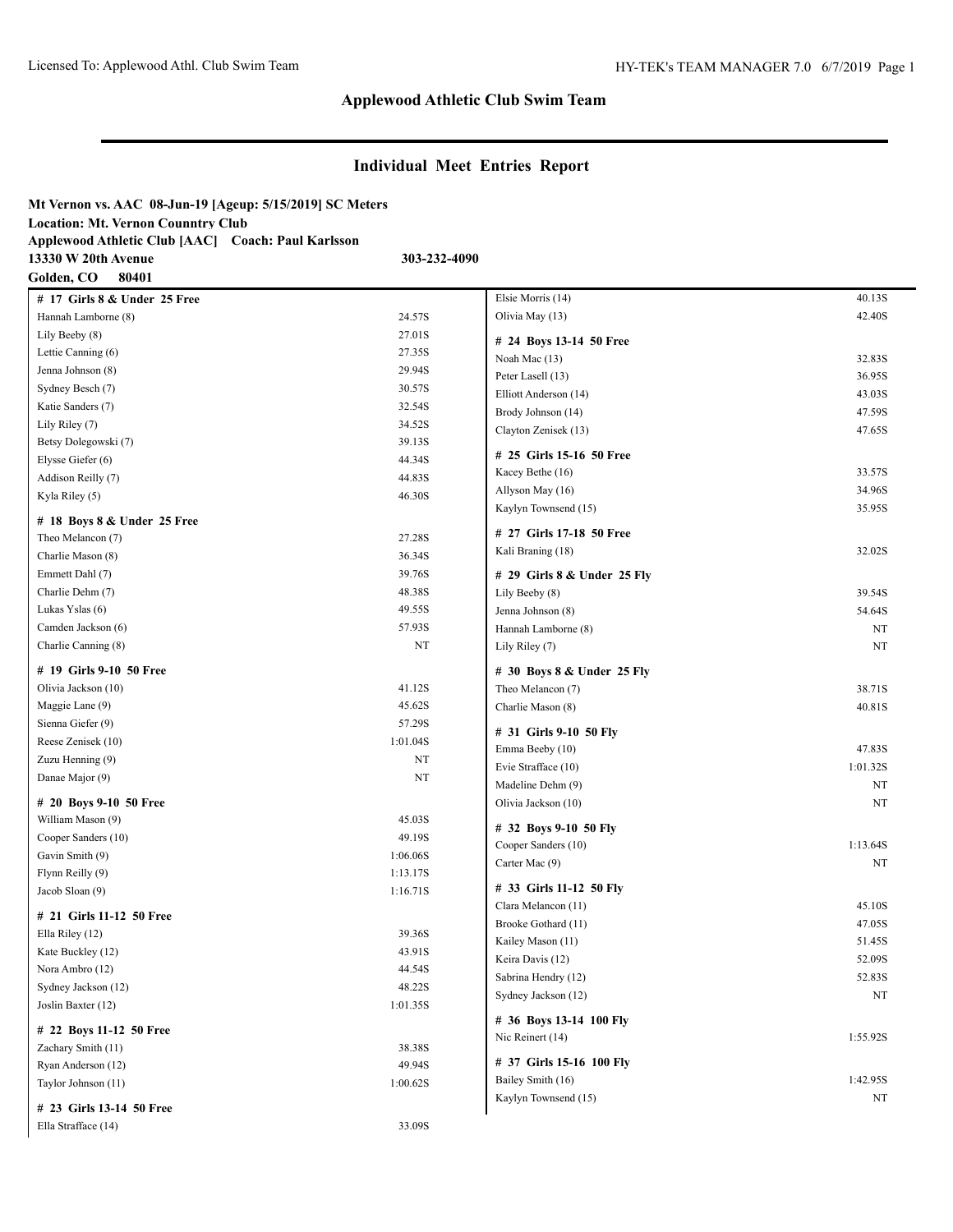## Applewood Athletic Club Swim Team

## Individual Meet Entries Report

**Mt Vernon vs. AAC 08-Jun-19 [Ageup: 5/15/2019] SC Meters**
**Location: Mt. Vernon Counntry Club**
**Applewood Athletic Club [AAC] Coach: Paul Karlsson**
**13330 W 20th Avenue** **303-232-4090**
**Golden, CO 80401**

**# 17 Girls 8 & Under 25 Free**

| Name | Time |
|---|---|
| Hannah Lamborne (8) | 24.57S |
| Lily Beeby (8) | 27.01S |
| Lettie Canning (6) | 27.35S |
| Jenna Johnson (8) | 29.94S |
| Sydney Besch (7) | 30.57S |
| Katie Sanders (7) | 32.54S |
| Lily Riley (7) | 34.52S |
| Betsy Dolegowski (7) | 39.13S |
| Elysse Giefer (6) | 44.34S |
| Addison Reilly (7) | 44.83S |
| Kyla Riley (5) | 46.30S |

**# 18 Boys 8 & Under 25 Free**

| Name | Time |
|---|---|
| Theo Melancon (7) | 27.28S |
| Charlie Mason (8) | 36.34S |
| Emmett Dahl (7) | 39.76S |
| Charlie Dehm (7) | 48.38S |
| Lukas Yslas (6) | 49.55S |
| Camden Jackson (6) | 57.93S |
| Charlie Canning (8) | NT |

**# 19 Girls 9-10 50 Free**

| Name | Time |
|---|---|
| Olivia Jackson (10) | 41.12S |
| Maggie Lane (9) | 45.62S |
| Sienna Giefer (9) | 57.29S |
| Reese Zenisek (10) | 1:01.04S |
| Zuzu Henning (9) | NT |
| Danae Major (9) | NT |

**# 20 Boys 9-10 50 Free**

| Name | Time |
|---|---|
| William Mason (9) | 45.03S |
| Cooper Sanders (10) | 49.19S |
| Gavin Smith (9) | 1:06.06S |
| Flynn Reilly (9) | 1:13.17S |
| Jacob Sloan (9) | 1:16.71S |

**# 21 Girls 11-12 50 Free**

| Name | Time |
|---|---|
| Ella Riley (12) | 39.36S |
| Kate Buckley (12) | 43.91S |
| Nora Ambro (12) | 44.54S |
| Sydney Jackson (12) | 48.22S |
| Joslin Baxter (12) | 1:01.35S |

**# 22 Boys 11-12 50 Free**

| Name | Time |
|---|---|
| Zachary Smith (11) | 38.38S |
| Ryan Anderson (12) | 49.94S |
| Taylor Johnson (11) | 1:00.62S |

**# 23 Girls 13-14 50 Free**

| Name | Time |
|---|---|
| Ella Strafface (14) | 33.09S |
| Elsie Morris (14) | 40.13S |
| Olivia May (13) | 42.40S |

**# 24 Boys 13-14 50 Free**

| Name | Time |
|---|---|
| Noah Mac (13) | 32.83S |
| Peter Lasell (13) | 36.95S |
| Elliott Anderson (14) | 43.03S |
| Brody Johnson (14) | 47.59S |
| Clayton Zenisek (13) | 47.65S |

**# 25 Girls 15-16 50 Free**

| Name | Time |
|---|---|
| Kacey Bethe (16) | 33.57S |
| Allyson May (16) | 34.96S |
| Kaylyn Townsend (15) | 35.95S |

**# 27 Girls 17-18 50 Free**

| Name | Time |
|---|---|
| Kali Braning (18) | 32.02S |

**# 29 Girls 8 & Under 25 Fly**

| Name | Time |
|---|---|
| Lily Beeby (8) | 39.54S |
| Jenna Johnson (8) | 54.64S |
| Hannah Lamborne (8) | NT |
| Lily Riley (7) | NT |

**# 30 Boys 8 & Under 25 Fly**

| Name | Time |
|---|---|
| Theo Melancon (7) | 38.71S |
| Charlie Mason (8) | 40.81S |

**# 31 Girls 9-10 50 Fly**

| Name | Time |
|---|---|
| Emma Beeby (10) | 47.83S |
| Evie Strafface (10) | 1:01.32S |
| Madeline Dehm (9) | NT |
| Olivia Jackson (10) | NT |

**# 32 Boys 9-10 50 Fly**

| Name | Time |
|---|---|
| Cooper Sanders (10) | 1:13.64S |
| Carter Mac (9) | NT |

**# 33 Girls 11-12 50 Fly**

| Name | Time |
|---|---|
| Clara Melancon (11) | 45.10S |
| Brooke Gothard (11) | 47.05S |
| Kailey Mason (11) | 51.45S |
| Keira Davis (12) | 52.09S |
| Sabrina Hendry (12) | 52.83S |
| Sydney Jackson (12) | NT |

**# 36 Boys 13-14 100 Fly**

| Name | Time |
|---|---|
| Nic Reinert (14) | 1:55.92S |

**# 37 Girls 15-16 100 Fly**

| Name | Time |
|---|---|
| Bailey Smith (16) | 1:42.95S |
| Kaylyn Townsend (15) | NT |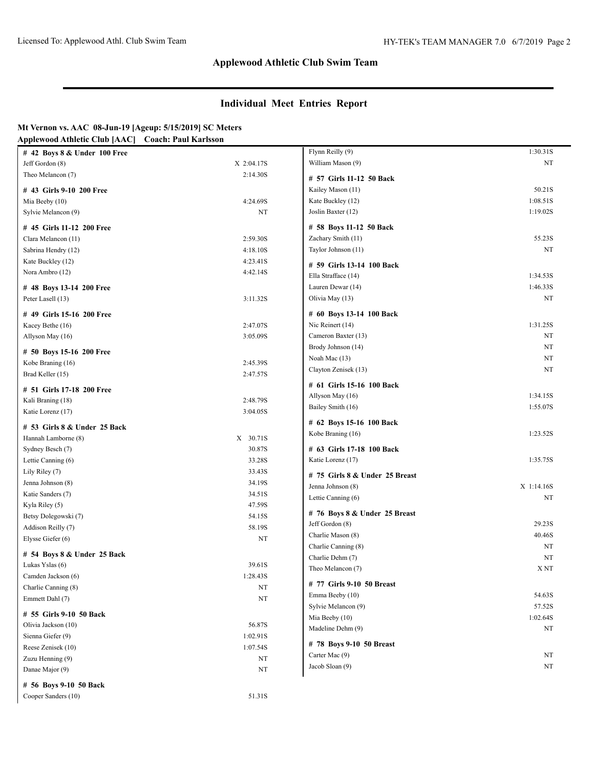## Applewood Athletic Club Swim Team

## Individual Meet Entries Report

**Mt Vernon vs. AAC 08-Jun-19 [Ageup: 5/15/2019] SC Meters**
**Applewood Athletic Club [AAC] Coach: Paul Karlsson**

**# 42 Boys 8 & Under 100 Free**

| Name | Time |
|---|---|
| Jeff Gordon (8) | X 2:04.17S |
| Theo Melancon (7) | 2:14.30S |

**# 43 Girls 9-10 200 Free**

| Name | Time |
|---|---|
| Mia Beeby (10) | 4:24.69S |
| Sylvie Melancon (9) | NT |

**# 45 Girls 11-12 200 Free**

| Name | Time |
|---|---|
| Clara Melancon (11) | 2:59.30S |
| Sabrina Hendry (12) | 4:18.10S |
| Kate Buckley (12) | 4:23.41S |
| Nora Ambro (12) | 4:42.14S |

**# 48 Boys 13-14 200 Free**

| Name | Time |
|---|---|
| Peter Lasell (13) | 3:11.32S |

**# 49 Girls 15-16 200 Free**

| Name | Time |
|---|---|
| Kacey Bethe (16) | 2:47.07S |
| Allyson May (16) | 3:05.09S |

**# 50 Boys 15-16 200 Free**

| Name | Time |
|---|---|
| Kobe Braning (16) | 2:45.39S |
| Brad Keller (15) | 2:47.57S |

**# 51 Girls 17-18 200 Free**

| Name | Time |
|---|---|
| Kali Braning (18) | 2:48.79S |
| Katie Lorenz (17) | 3:04.05S |

**# 53 Girls 8 & Under 25 Back**

| Name | Time |
|---|---|
| Hannah Lamborne (8) | X 30.71S |
| Sydney Besch (7) | 30.87S |
| Lettie Canning (6) | 33.28S |
| Lily Riley (7) | 33.43S |
| Jenna Johnson (8) | 34.19S |
| Katie Sanders (7) | 34.51S |
| Kyla Riley (5) | 47.59S |
| Betsy Dolegowski (7) | 54.15S |
| Addison Reilly (7) | 58.19S |
| Elysse Giefer (6) | NT |

**# 54 Boys 8 & Under 25 Back**

| Name | Time |
|---|---|
| Lukas Yslas (6) | 39.61S |
| Camden Jackson (6) | 1:28.43S |
| Charlie Canning (8) | NT |
| Emmett Dahl (7) | NT |

**# 55 Girls 9-10 50 Back**

| Name | Time |
|---|---|
| Olivia Jackson (10) | 56.87S |
| Sienna Giefer (9) | 1:02.91S |
| Reese Zenisek (10) | 1:07.54S |
| Zuzu Henning (9) | NT |
| Danae Major (9) | NT |

**# 56 Boys 9-10 50 Back**

| Name | Time |
|---|---|
| Cooper Sanders (10) | 51.31S |
| Flynn Reilly (9) | 1:30.31S |
| William Mason (9) | NT |

**# 57 Girls 11-12 50 Back**

| Name | Time |
|---|---|
| Kailey Mason (11) | 50.21S |
| Kate Buckley (12) | 1:08.51S |
| Joslin Baxter (12) | 1:19.02S |

**# 58 Boys 11-12 50 Back**

| Name | Time |
|---|---|
| Zachary Smith (11) | 55.23S |
| Taylor Johnson (11) | NT |

**# 59 Girls 13-14 100 Back**

| Name | Time |
|---|---|
| Ella Strafface (14) | 1:34.53S |
| Lauren Dewar (14) | 1:46.33S |
| Olivia May (13) | NT |

**# 60 Boys 13-14 100 Back**

| Name | Time |
|---|---|
| Nic Reinert (14) | 1:31.25S |
| Cameron Baxter (13) | NT |
| Brody Johnson (14) | NT |
| Noah Mac (13) | NT |
| Clayton Zenisek (13) | NT |

**# 61 Girls 15-16 100 Back**

| Name | Time |
|---|---|
| Allyson May (16) | 1:34.15S |
| Bailey Smith (16) | 1:55.07S |

**# 62 Boys 15-16 100 Back**

| Name | Time |
|---|---|
| Kobe Braning (16) | 1:23.52S |

**# 63 Girls 17-18 100 Back**

| Name | Time |
|---|---|
| Katie Lorenz (17) | 1:35.75S |

**# 75 Girls 8 & Under 25 Breast**

| Name | Time |
|---|---|
| Jenna Johnson (8) | X 1:14.16S |
| Lettie Canning (6) | NT |

**# 76 Boys 8 & Under 25 Breast**

| Name | Time |
|---|---|
| Jeff Gordon (8) | 29.23S |
| Charlie Mason (8) | 40.46S |
| Charlie Canning (8) | NT |
| Charlie Dehm (7) | NT |
| Theo Melancon (7) | X NT |

**# 77 Girls 9-10 50 Breast**

| Name | Time |
|---|---|
| Emma Beeby (10) | 54.63S |
| Sylvie Melancon (9) | 57.52S |
| Mia Beeby (10) | 1:02.64S |
| Madeline Dehm (9) | NT |

**# 78 Boys 9-10 50 Breast**

| Name | Time |
|---|---|
| Carter Mac (9) | NT |
| Jacob Sloan (9) | NT |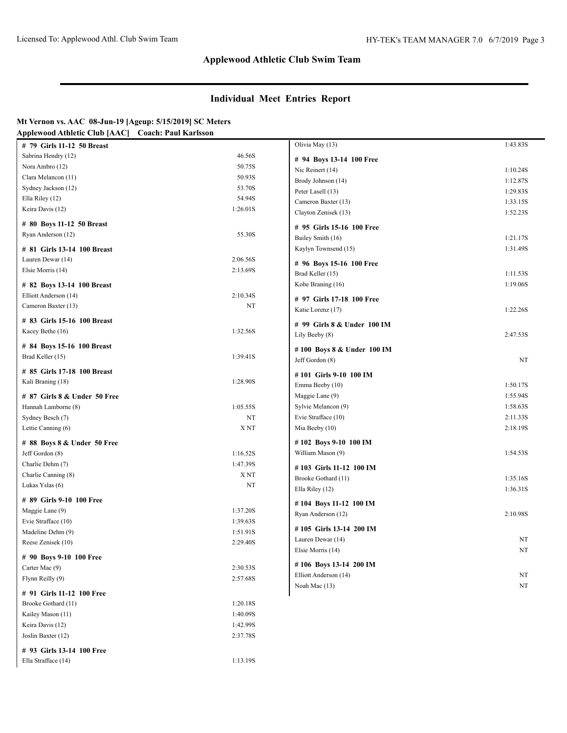## Applewood Athletic Club Swim Team

## Individual Meet Entries Report

**Mt Vernon vs. AAC 08-Jun-19 [Ageup: 5/15/2019] SC Meters**
**Applewood Athletic Club [AAC] Coach: Paul Karlsson**

**# 79 Girls 11-12 50 Breast**

| | |
|---|---|
| Sabrina Hendry (12) | 46.56S |
| Nora Ambro (12) | 50.75S |
| Clara Melancon (11) | 50.93S |
| Sydney Jackson (12) | 53.70S |
| Ella Riley (12) | 54.94S |
| Keira Davis (12) | 1:26.01S |

**# 80 Boys 11-12 50 Breast**

| | |
|---|---|
| Ryan Anderson (12) | 55.30S |

**# 81 Girls 13-14 100 Breast**

| | |
|---|---|
| Lauren Dewar (14) | 2:06.56S |
| Elsie Morris (14) | 2:13.69S |

**# 82 Boys 13-14 100 Breast**

| | |
|---|---|
| Elliott Anderson (14) | 2:10.34S |
| Cameron Baxter (13) | NT |

**# 83 Girls 15-16 100 Breast**

| | |
|---|---|
| Kacey Bethe (16) | 1:32.56S |

**# 84 Boys 15-16 100 Breast**

| | |
|---|---|
| Brad Keller (15) | 1:39.41S |

**# 85 Girls 17-18 100 Breast**

| | |
|---|---|
| Kali Braning (18) | 1:28.90S |

**# 87 Girls 8 & Under 50 Free**

| | |
|---|---|
| Hannah Lamborne (8) | 1:05.55S |
| Sydney Besch (7) | NT |
| Lettie Canning (6) | X NT |

**# 88 Boys 8 & Under 50 Free**

| | |
|---|---|
| Jeff Gordon (8) | 1:16.52S |
| Charlie Dehm (7) | 1:47.39S |
| Charlie Canning (8) | X NT |
| Lukas Yslas (6) | NT |

**# 89 Girls 9-10 100 Free**

| | |
|---|---|
| Maggie Lane (9) | 1:37.20S |
| Evie Strafface (10) | 1:39.63S |
| Madeline Dehm (9) | 1:51.91S |
| Reese Zenisek (10) | 2:29.40S |

**# 90 Boys 9-10 100 Free**

| | |
|---|---|
| Carter Mac (9) | 2:30.53S |
| Flynn Reilly (9) | 2:57.68S |

**# 91 Girls 11-12 100 Free**

| | |
|---|---|
| Brooke Gothard (11) | 1:20.18S |
| Kailey Mason (11) | 1:40.09S |
| Keira Davis (12) | 1:42.99S |
| Joslin Baxter (12) | 2:37.78S |

**# 93 Girls 13-14 100 Free**

| | |
|---|---|
| Ella Strafface (14) | 1:13.19S |
| Olivia May (13) | 1:43.83S |

**# 94 Boys 13-14 100 Free**

| | |
|---|---|
| Nic Reinert (14) | 1:10.24S |
| Brody Johnson (14) | 1:12.87S |
| Peter Lasell (13) | 1:29.83S |
| Cameron Baxter (13) | 1:33.15S |
| Clayton Zenisek (13) | 1:52.23S |

**# 95 Girls 15-16 100 Free**

| | |
|---|---|
| Bailey Smith (16) | 1:21.17S |
| Kaylyn Townsend (15) | 1:31.49S |

**# 96 Boys 15-16 100 Free**

| | |
|---|---|
| Brad Keller (15) | 1:11.53S |
| Kobe Braning (16) | 1:19.06S |

**# 97 Girls 17-18 100 Free**

| | |
|---|---|
| Katie Lorenz (17) | 1:22.26S |

**# 99 Girls 8 & Under 100 IM**

| | |
|---|---|
| Lily Beeby (8) | 2:47.53S |

**# 100 Boys 8 & Under 100 IM**

| | |
|---|---|
| Jeff Gordon (8) | NT |

**# 101 Girls 9-10 100 IM**

| | |
|---|---|
| Emma Beeby (10) | 1:50.17S |
| Maggie Lane (9) | 1:55.94S |
| Sylvie Melancon (9) | 1:58.63S |
| Evie Strafface (10) | 2:11.33S |
| Mia Beeby (10) | 2:18.19S |

**# 102 Boys 9-10 100 IM**

| | |
|---|---|
| William Mason (9) | 1:54.53S |

**# 103 Girls 11-12 100 IM**

| | |
|---|---|
| Brooke Gothard (11) | 1:35.16S |
| Ella Riley (12) | 1:36.31S |

**# 104 Boys 11-12 100 IM**

| | |
|---|---|
| Ryan Anderson (12) | 2:10.98S |

**# 105 Girls 13-14 200 IM**

| | |
|---|---|
| Lauren Dewar (14) | NT |
| Elsie Morris (14) | NT |

**# 106 Boys 13-14 200 IM**

| | |
|---|---|
| Elliott Anderson (14) | NT |
| Noah Mac (13) | NT |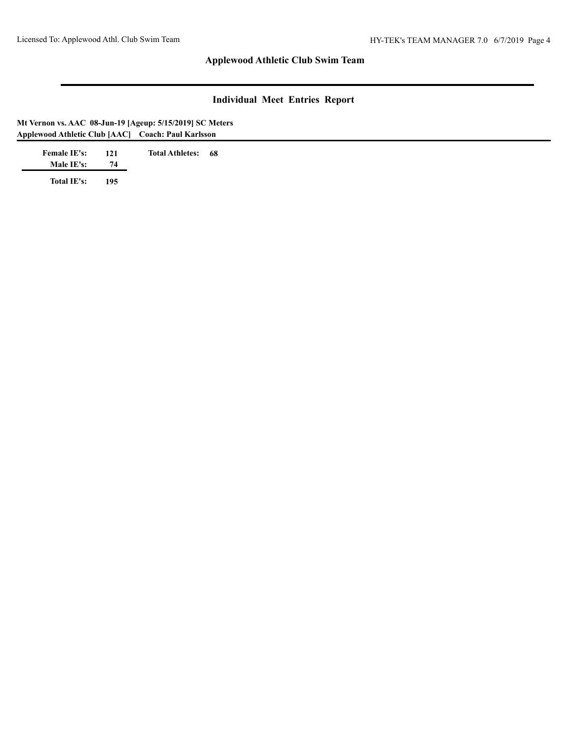## Applewood Athletic Club Swim Team

### Individual Meet Entries Report

**Mt Vernon vs. AAC 08-Jun-19 [Ageup: 5/15/2019] SC Meters**
**Applewood Athletic Club [AAC] Coach: Paul Karlsson**

| | | | |
|---|---|---|---|
| **Female IE's:** | **121** | **Total Athletes:** | **68** |
| **Male IE's:** | **74** | | |
| **Total IE's:** | **195** | | |